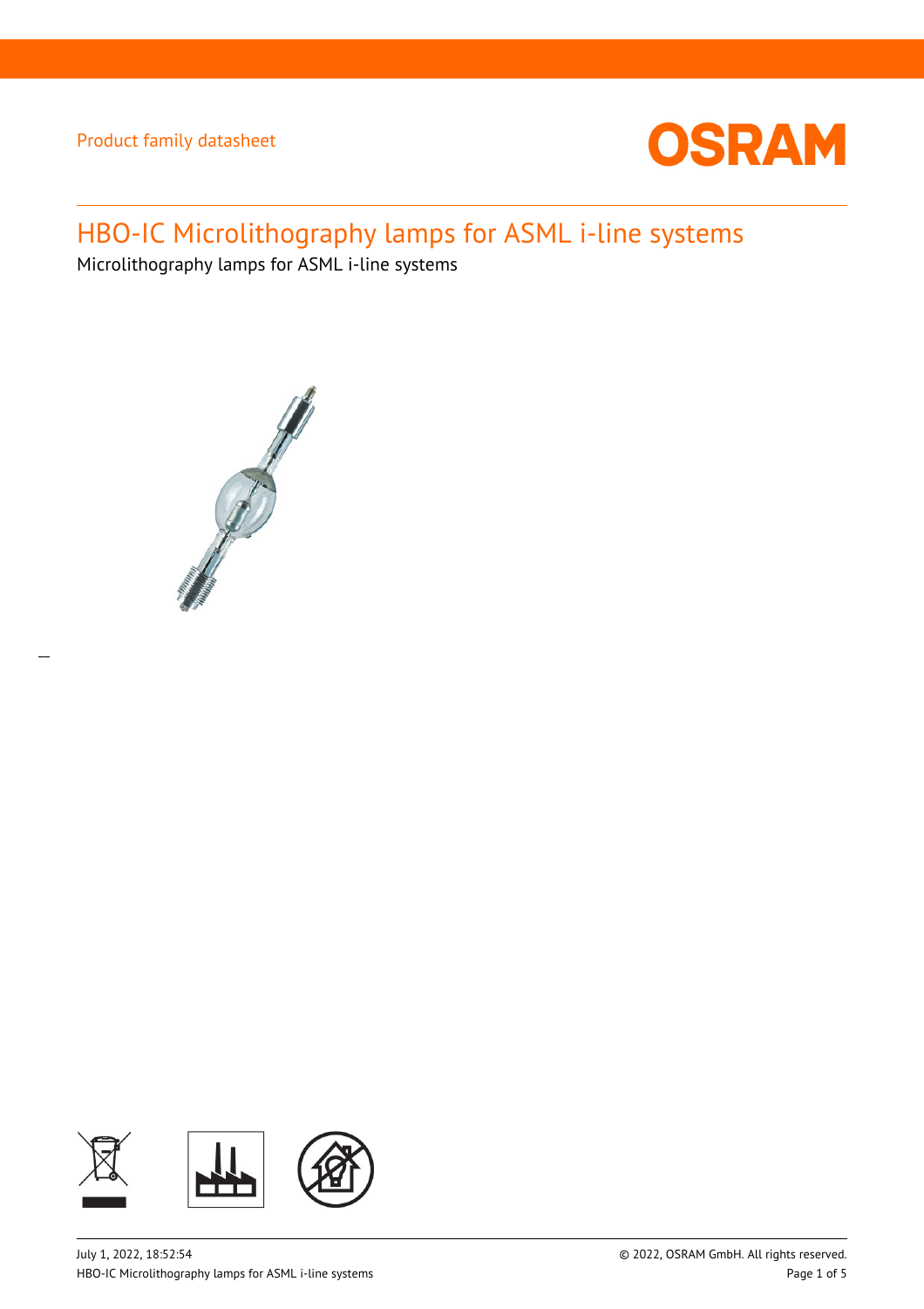Product family datasheet

# HBO-IC Microlithography lamps for ASML i-line systems

Microlithography lamps for ASML i-line systems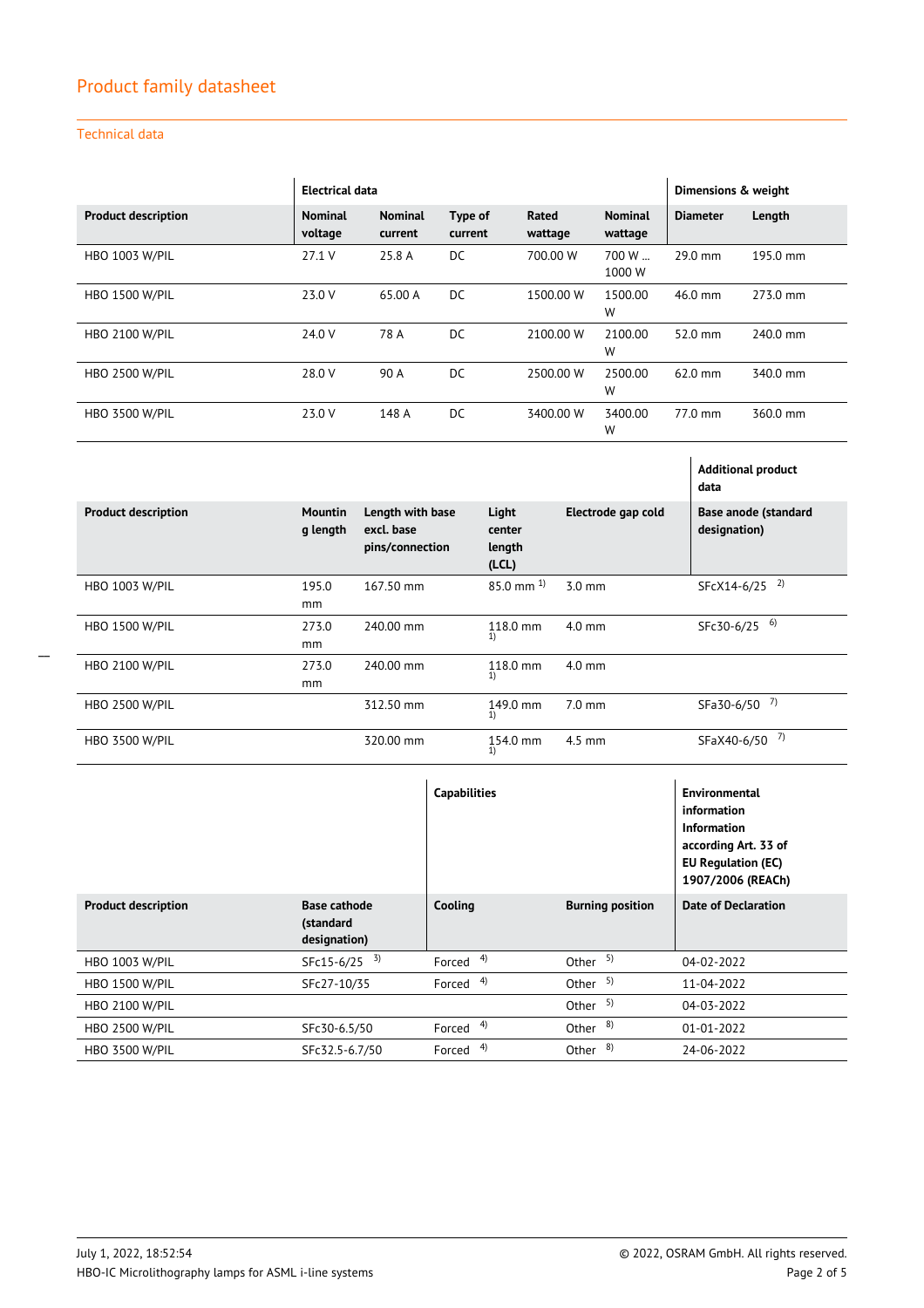## Product family datasheet

### Technical data

| | Electrical data | | | | | Dimensions & weight | |
|---|---|---|---|---|---|---|---|
| **Product description** | **Nominal voltage** | **Nominal current** | **Type of current** | **Rated wattage** | **Nominal wattage** | **Diameter** | **Length** |
| HBO 1003 W/PIL | 27.1 V | 25.8 A | DC | 700.00 W | 700 W ... 1000 W | 29.0 mm | 195.0 mm |
| HBO 1500 W/PIL | 23.0 V | 65.00 A | DC | 1500.00 W | 1500.00 W | 46.0 mm | 273.0 mm |
| HBO 2100 W/PIL | 24.0 V | 78 A | DC | 2100.00 W | 2100.00 W | 52.0 mm | 240.0 mm |
| HBO 2500 W/PIL | 28.0 V | 90 A | DC | 2500.00 W | 2500.00 W | 62.0 mm | 340.0 mm |
| HBO 3500 W/PIL | 23.0 V | 148 A | DC | 3400.00 W | 3400.00 W | 77.0 mm | 360.0 mm |

| | | | | | Additional product data |
|---|---|---|---|---|---|
| **Product description** | **Mounting length** | **Length with base excl. base pins/connection** | **Light center length (LCL)** | **Electrode gap cold** | **Base anode (standard designation)** |
| HBO 1003 W/PIL | 195.0 mm | 167.50 mm | 85.0 mm [1] | 3.0 mm | SFcX14-6/25 [2] |
| HBO 1500 W/PIL | 273.0 mm | 240.00 mm | 118.0 mm [1] | 4.0 mm | SFc30-6/25 [6] |
| HBO 2100 W/PIL | 273.0 mm | 240.00 mm | 118.0 mm [1] | 4.0 mm | |
| HBO 2500 W/PIL | | 312.50 mm | 149.0 mm [1] | 7.0 mm | SFa30-6/50 [7] |
| HBO 3500 W/PIL | | 320.00 mm | 154.0 mm [1] | 4.5 mm | SFaX40-6/50 [7] |

| | | Capabilities | | Environmental information Information according Art. 33 of EU Regulation (EC) 1907/2006 (REACh) |
|---|---|---|---|---|
| **Product description** | **Base cathode (standard designation)** | **Cooling** | **Burning position** | **Date of Declaration** |
| HBO 1003 W/PIL | SFc15-6/25 [3] | Forced [4] | Other [5] | 04-02-2022 |
| HBO 1500 W/PIL | SFc27-10/35 | Forced [4] | Other [5] | 11-04-2022 |
| HBO 2100 W/PIL | | | Other [5] | 04-03-2022 |
| HBO 2500 W/PIL | SFc30-6.5/50 | Forced [4] | Other [8] | 01-01-2022 |
| HBO 3500 W/PIL | SFc32.5-6.7/50 | Forced [4] | Other [8] | 24-06-2022 |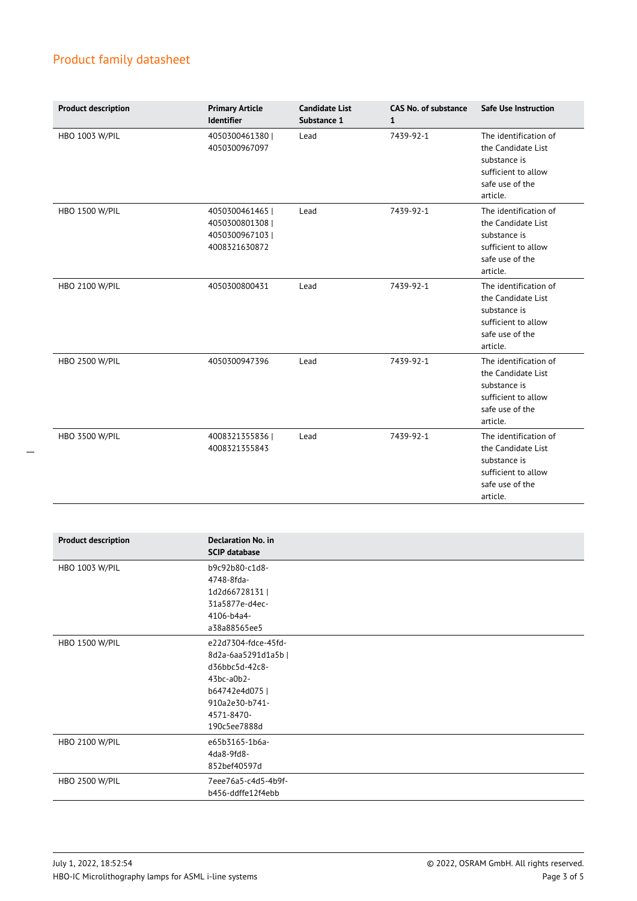## Product family datasheet

| Product description | Primary Article Identifier | Candidate List Substance 1 | CAS No. of substance 1 | Safe Use Instruction |
|---|---|---|---|---|
| HBO 1003 W/PIL | 4050300461380 \| 4050300967097 | Lead | 7439-92-1 | The identification of the Candidate List substance is sufficient to allow safe use of the article. |
| HBO 1500 W/PIL | 4050300461465 \| 4050300801308 \| 4050300967103 \| 4008321630872 | Lead | 7439-92-1 | The identification of the Candidate List substance is sufficient to allow safe use of the article. |
| HBO 2100 W/PIL | 4050300800431 | Lead | 7439-92-1 | The identification of the Candidate List substance is sufficient to allow safe use of the article. |
| HBO 2500 W/PIL | 4050300947396 | Lead | 7439-92-1 | The identification of the Candidate List substance is sufficient to allow safe use of the article. |
| HBO 3500 W/PIL | 4008321355836 \| 4008321355843 | Lead | 7439-92-1 | The identification of the Candidate List substance is sufficient to allow safe use of the article. |

| Product description | Declaration No. in SCIP database |
|---|---|
| HBO 1003 W/PIL | b9c92b80-c1d8-4748-8fda-1d2d66728131 \| 31a5877e-d4ec-4106-b4a4-a38a88565ee5 |
| HBO 1500 W/PIL | e22d7304-fdce-45fd-8d2a-6aa5291d1a5b \| d36bbc5d-42c8-43bc-a0b2-b64742e4d075 \| 910a2e30-b741-4571-8470-190c5ee7888d |
| HBO 2100 W/PIL | e65b3165-1b6a-4da8-9fd8-852bef40597d |
| HBO 2500 W/PIL | 7eee76a5-c4d5-4b9f-b456-ddffe12f4ebb |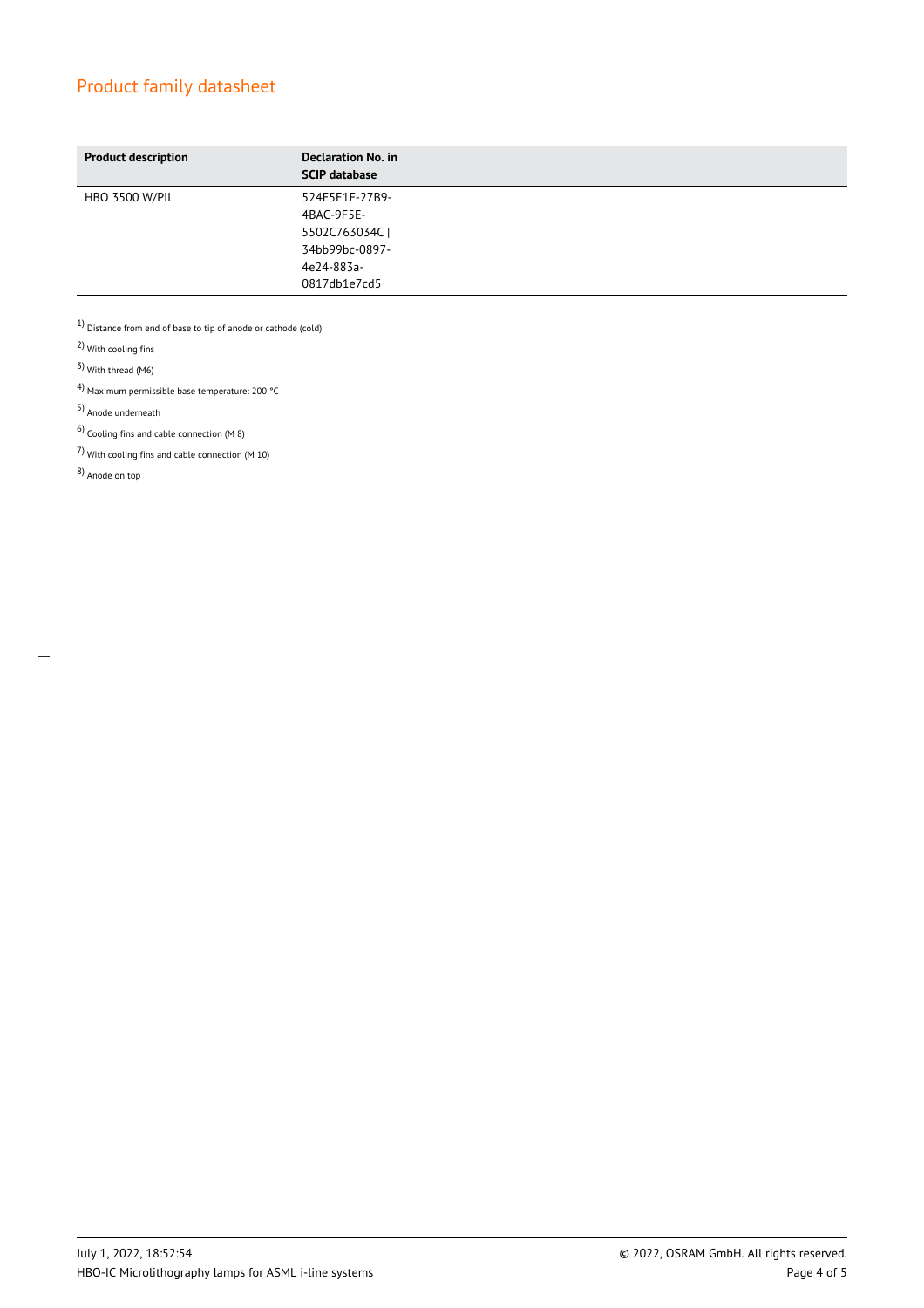| Product description | Declaration No. in SCIP database |
| --- | --- |
| HBO 3500 W/PIL | 524E5E1F-27B9-4BAC-9F5E-5502C763034C \| 34bb99bc-0897-4e24-883a-0817db1e7cd5 |

[1] Distance from end of base to tip of anode or cathode (cold)

[2] With cooling fins

[3] With thread (M6)

[4] Maximum permissible base temperature: 200 °C

[5] Anode underneath

[6] Cooling fins and cable connection (M 8)

[7] With cooling fins and cable connection (M 10)

[8] Anode on top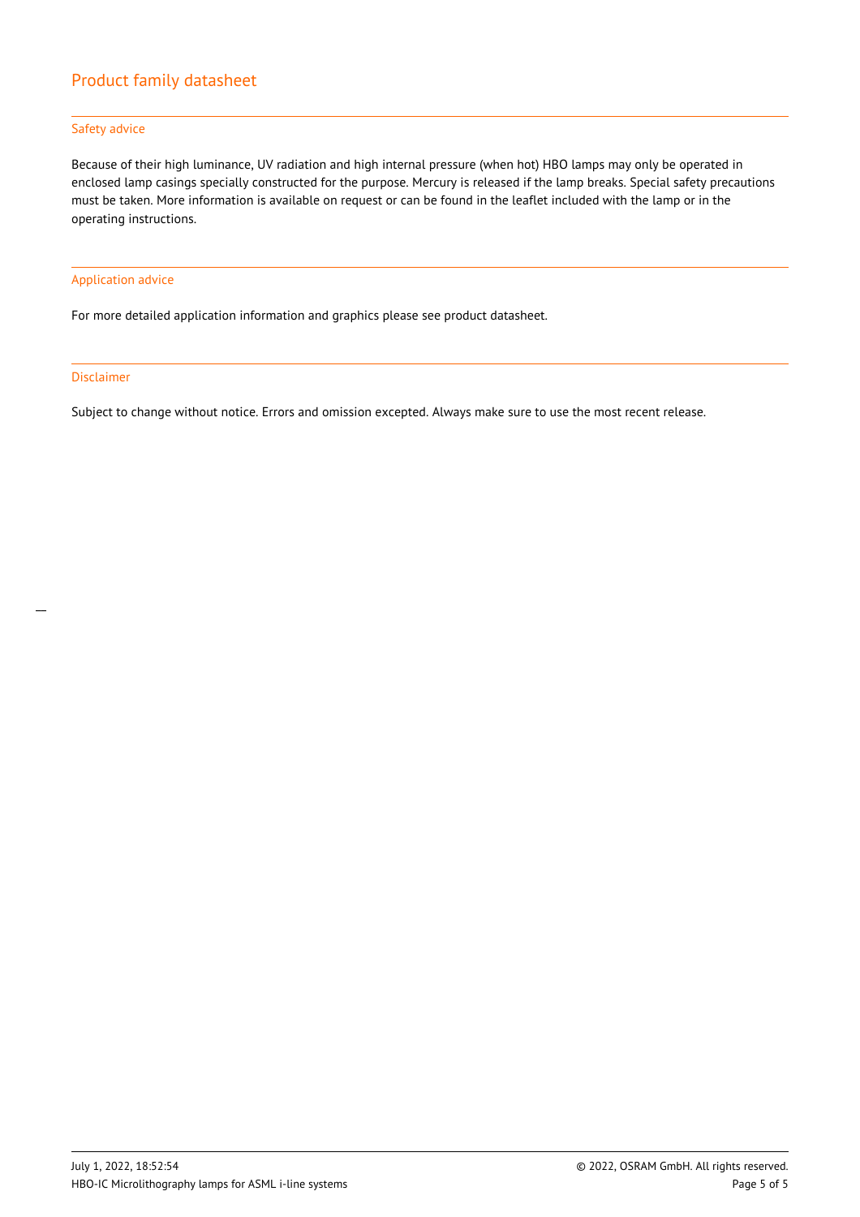# Product family datasheet

## Safety advice

Because of their high luminance, UV radiation and high internal pressure (when hot) HBO lamps may only be operated in enclosed lamp casings specially constructed for the purpose. Mercury is released if the lamp breaks. Special safety precautions must be taken. More information is available on request or can be found in the leaflet included with the lamp or in the operating instructions.

## Application advice

For more detailed application information and graphics please see product datasheet.

## Disclaimer

Subject to change without notice. Errors and omission excepted. Always make sure to use the most recent release.